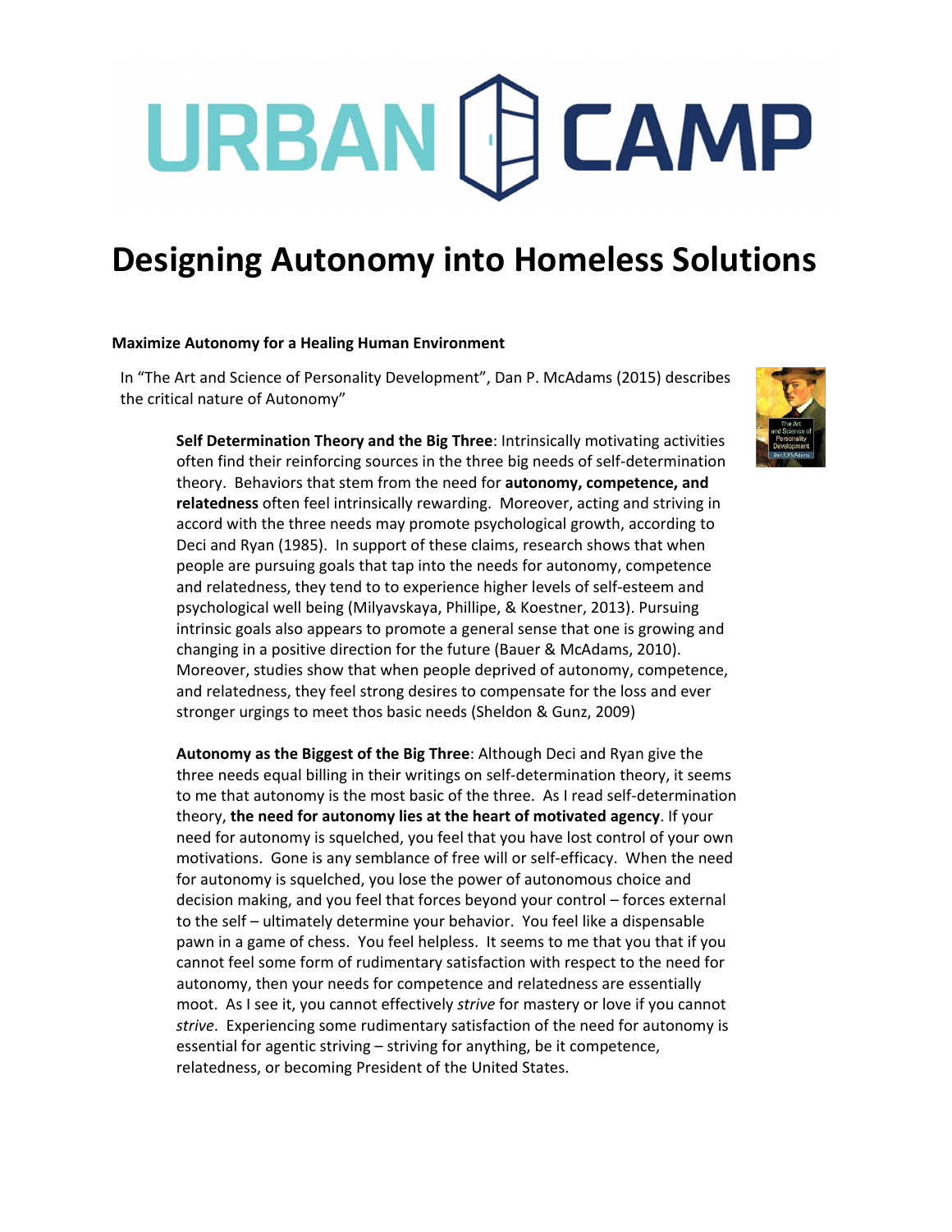URBAN CAMP

# Designing Autonomy into Homeless Solutions

**Maximize Autonomy for a Healing Human Environment**

In "The Art and Science of Personality Development", Dan P. McAdams (2015) describes the critical nature of Autonomy"

> **Self Determination Theory and the Big Three**: Intrinsically motivating activities often find their reinforcing sources in the three big needs of self-determination theory. Behaviors that stem from the need for **autonomy, competence, and relatedness** often feel intrinsically rewarding. Moreover, acting and striving in accord with the three needs may promote psychological growth, according to Deci and Ryan (1985). In support of these claims, research shows that when people are pursuing goals that tap into the needs for autonomy, competence and relatedness, they tend to to experience higher levels of self-esteem and psychological well being (Milyavskaya, Phillipe, & Koestner, 2013). Pursuing intrinsic goals also appears to promote a general sense that one is growing and changing in a positive direction for the future (Bauer & McAdams, 2010). Moreover, studies show that when people deprived of autonomy, competence, and relatedness, they feel strong desires to compensate for the loss and ever stronger urgings to meet thos basic needs (Sheldon & Gunz, 2009)
>
> **Autonomy as the Biggest of the Big Three**: Although Deci and Ryan give the three needs equal billing in their writings on self-determination theory, it seems to me that autonomy is the most basic of the three. As I read self-determination theory, **the need for autonomy lies at the heart of motivated agency**. If your need for autonomy is squelched, you feel that you have lost control of your own motivations. Gone is any semblance of free will or self-efficacy. When the need for autonomy is squelched, you lose the power of autonomous choice and decision making, and you feel that forces beyond your control – forces external to the self – ultimately determine your behavior. You feel like a dispensable pawn in a game of chess. You feel helpless. It seems to me that you that if you cannot feel some form of rudimentary satisfaction with respect to the need for autonomy, then your needs for competence and relatedness are essentially moot. As I see it, you cannot effectively *strive* for mastery or love if you cannot *strive*. Experiencing some rudimentary satisfaction of the need for autonomy is essential for agentic striving – striving for anything, be it competence, relatedness, or becoming President of the United States.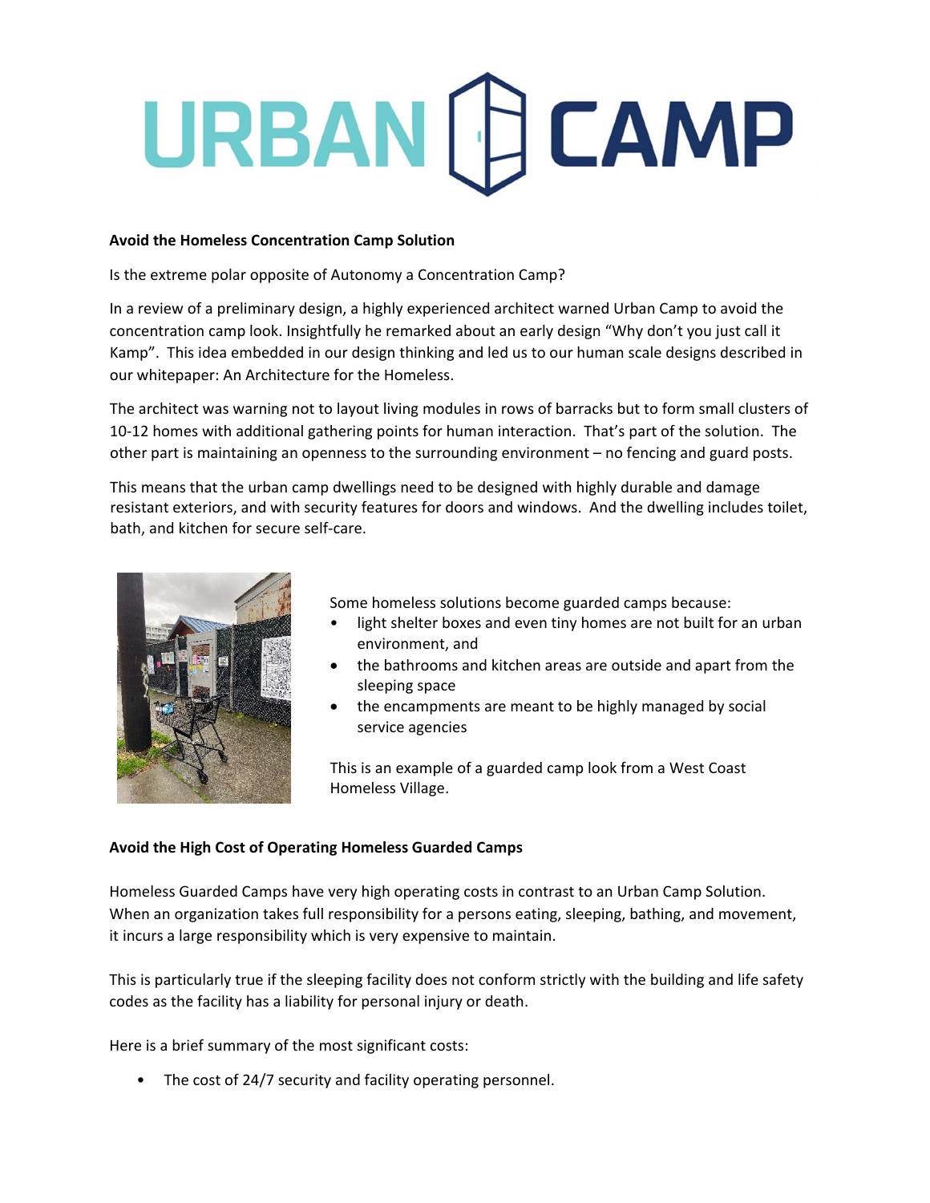# URBAN CAMP

**Avoid the Homeless Concentration Camp Solution**

Is the extreme polar opposite of Autonomy a Concentration Camp?

In a review of a preliminary design, a highly experienced architect warned Urban Camp to avoid the concentration camp look. Insightfully he remarked about an early design "Why don't you just call it Kamp". This idea embedded in our design thinking and led us to our human scale designs described in our whitepaper: An Architecture for the Homeless.

The architect was warning not to layout living modules in rows of barracks but to form small clusters of 10-12 homes with additional gathering points for human interaction. That's part of the solution. The other part is maintaining an openness to the surrounding environment – no fencing and guard posts.

This means that the urban camp dwellings need to be designed with highly durable and damage resistant exteriors, and with security features for doors and windows. And the dwelling includes toilet, bath, and kitchen for secure self-care.

Some homeless solutions become guarded camps because:

- light shelter boxes and even tiny homes are not built for an urban environment, and
- the bathrooms and kitchen areas are outside and apart from the sleeping space
- the encampments are meant to be highly managed by social service agencies

This is an example of a guarded camp look from a West Coast Homeless Village.

**Avoid the High Cost of Operating Homeless Guarded Camps**

Homeless Guarded Camps have very high operating costs in contrast to an Urban Camp Solution. When an organization takes full responsibility for a persons eating, sleeping, bathing, and movement, it incurs a large responsibility which is very expensive to maintain.

This is particularly true if the sleeping facility does not conform strictly with the building and life safety codes as the facility has a liability for personal injury or death.

Here is a brief summary of the most significant costs:

- The cost of 24/7 security and facility operating personnel.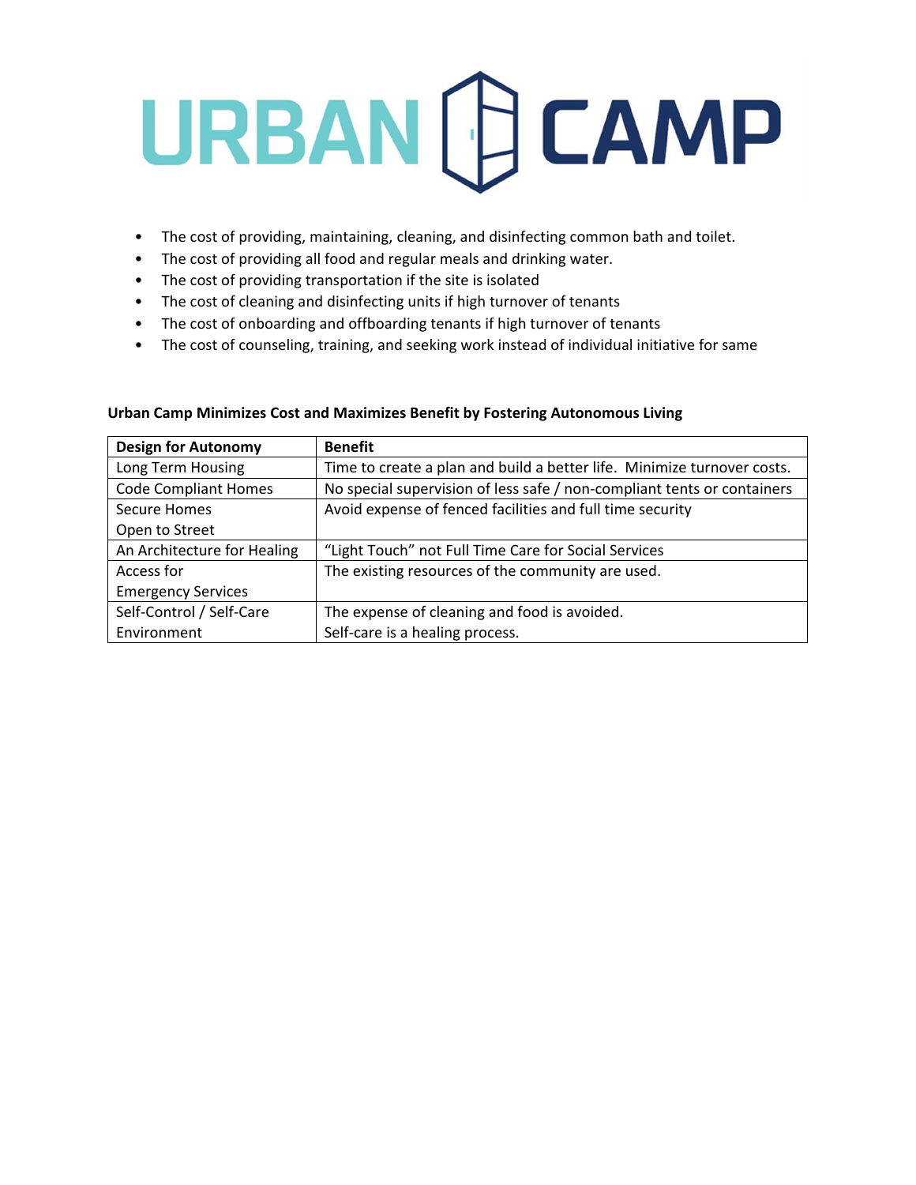# URBAN CAMP

- The cost of providing, maintaining, cleaning, and disinfecting common bath and toilet.
- The cost of providing all food and regular meals and drinking water.
- The cost of providing transportation if the site is isolated
- The cost of cleaning and disinfecting units if high turnover of tenants
- The cost of onboarding and offboarding tenants if high turnover of tenants
- The cost of counseling, training, and seeking work instead of individual initiative for same

**Urban Camp Minimizes Cost and Maximizes Benefit by Fostering Autonomous Living**

| Design for Autonomy | Benefit |
|---|---|
| Long Term Housing | Time to create a plan and build a better life. Minimize turnover costs. |
| Code Compliant Homes | No special supervision of less safe / non-compliant tents or containers |
| Secure Homes Open to Street | Avoid expense of fenced facilities and full time security |
| An Architecture for Healing | "Light Touch" not Full Time Care for Social Services |
| Access for Emergency Services | The existing resources of the community are used. |
| Self-Control / Self-Care Environment | The expense of cleaning and food is avoided. Self-care is a healing process. |